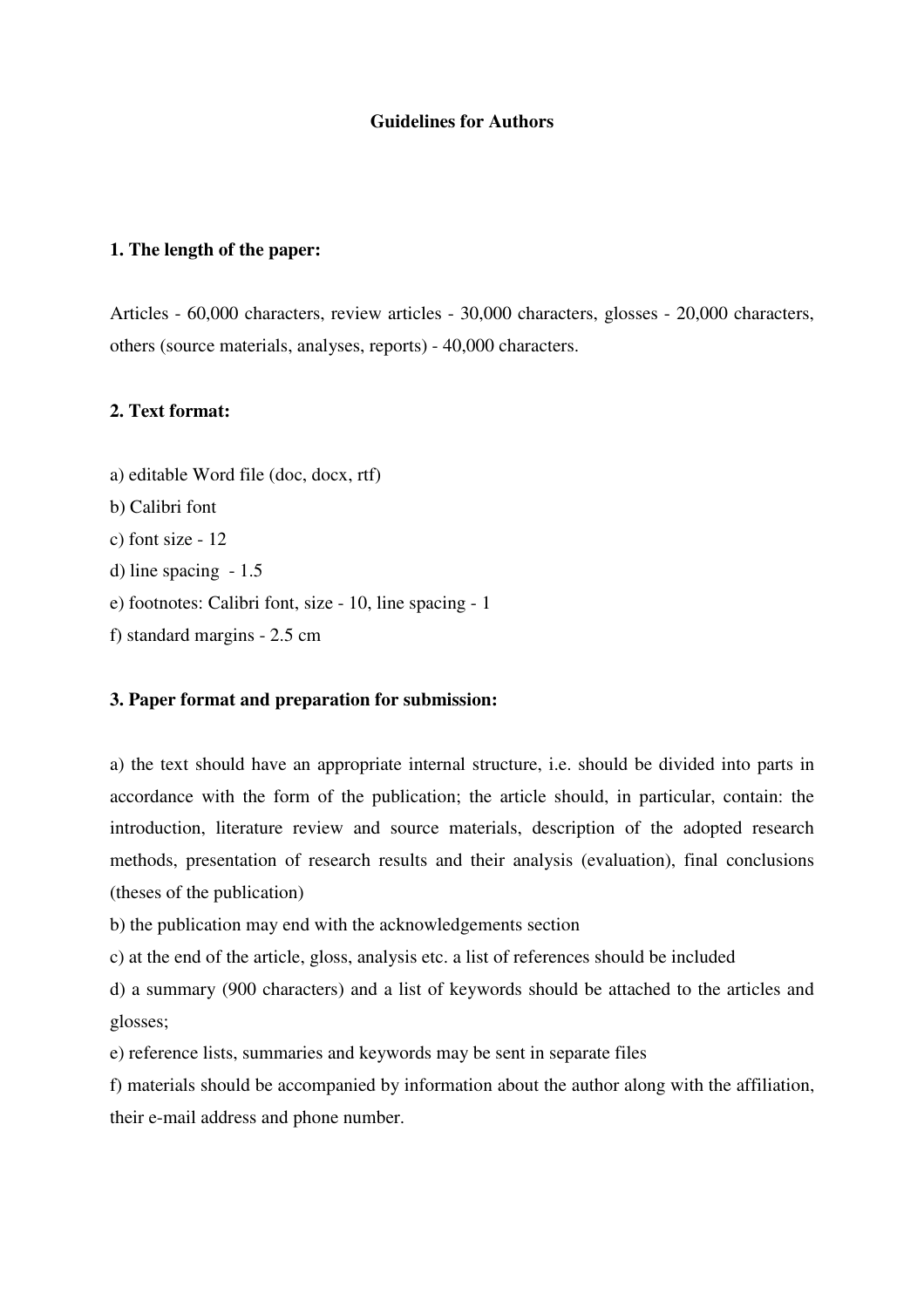# Guidelines for Authors

## 1. The length of the paper:

Articles - 60,000 characters, review articles - 30,000 characters, glosses - 20,000 characters, others (source materials, analyses, reports) - 40,000 characters.

## 2. Text format:

a) editable Word file (doc, docx, rtf)
b) Calibri font
c) font size - 12
d) line spacing - 1.5
e) footnotes: Calibri font, size - 10, line spacing - 1
f) standard margins - 2.5 cm

## 3. Paper format and preparation for submission:

a) the text should have an appropriate internal structure, i.e. should be divided into parts in accordance with the form of the publication; the article should, in particular, contain: the introduction, literature review and source materials, description of the adopted research methods, presentation of research results and their analysis (evaluation), final conclusions (theses of the publication)
b) the publication may end with the acknowledgements section
c) at the end of the article, gloss, analysis etc. a list of references should be included
d) a summary (900 characters) and a list of keywords should be attached to the articles and glosses;
e) reference lists, summaries and keywords may be sent in separate files
f) materials should be accompanied by information about the author along with the affiliation, their e-mail address and phone number.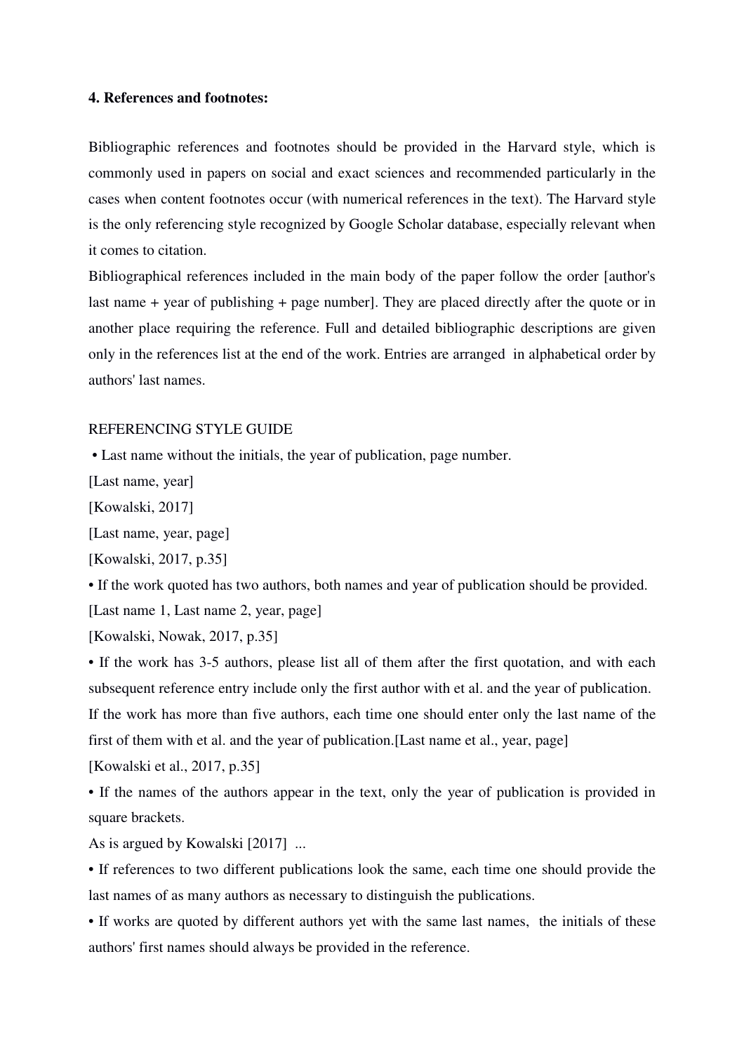**4. References and footnotes:**

Bibliographic references and footnotes should be provided in the Harvard style, which is commonly used in papers on social and exact sciences and recommended particularly in the cases when content footnotes occur (with numerical references in the text). The Harvard style is the only referencing style recognized by Google Scholar database, especially relevant when it comes to citation.

Bibliographical references included in the main body of the paper follow the order [author's last name + year of publishing + page number]. They are placed directly after the quote or in another place requiring the reference. Full and detailed bibliographic descriptions are given only in the references list at the end of the work. Entries are arranged in alphabetical order by authors' last names.

REFERENCING STYLE GUIDE

• Last name without the initials, the year of publication, page number.

[Last name, year]

[Kowalski, 2017]

[Last name, year, page]

[Kowalski, 2017, p.35]

• If the work quoted has two authors, both names and year of publication should be provided.

[Last name 1, Last name 2, year, page]

[Kowalski, Nowak, 2017, p.35]

• If the work has 3-5 authors, please list all of them after the first quotation, and with each subsequent reference entry include only the first author with et al. and the year of publication. If the work has more than five authors, each time one should enter only the last name of the first of them with et al. and the year of publication.[Last name et al., year, page]

[Kowalski et al., 2017, p.35]

• If the names of the authors appear in the text, only the year of publication is provided in square brackets.

As is argued by Kowalski [2017] ...

• If references to two different publications look the same, each time one should provide the last names of as many authors as necessary to distinguish the publications.

• If works are quoted by different authors yet with the same last names, the initials of these authors' first names should always be provided in the reference.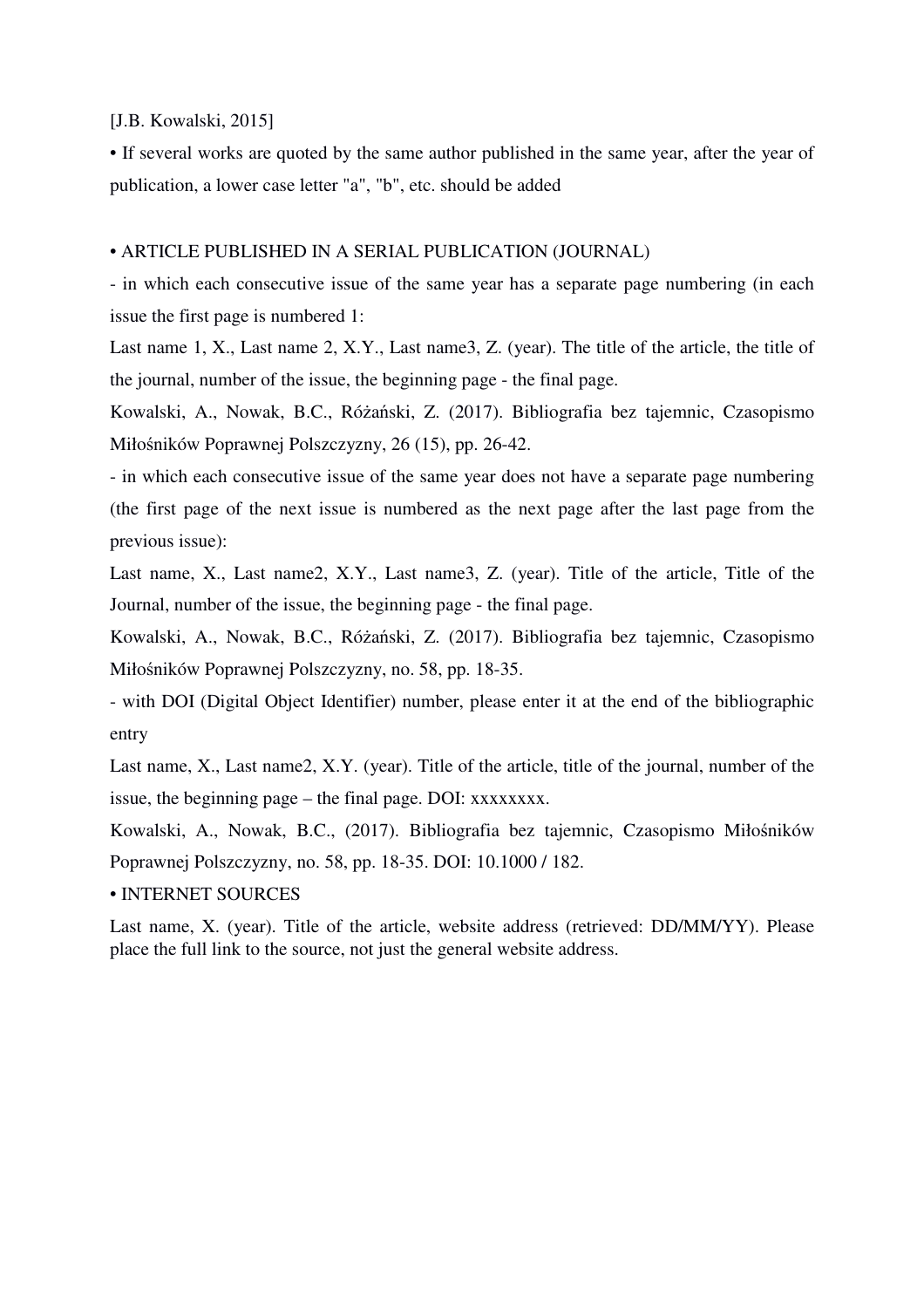[J.B. Kowalski, 2015]

• If several works are quoted by the same author published in the same year, after the year of publication, a lower case letter "a", "b", etc. should be added

• ARTICLE PUBLISHED IN A SERIAL PUBLICATION (JOURNAL)

- in which each consecutive issue of the same year has a separate page numbering (in each issue the first page is numbered 1:

Last name 1, X., Last name 2, X.Y., Last name3, Z. (year). The title of the article, the title of the journal, number of the issue, the beginning page - the final page.

Kowalski, A., Nowak, B.C., Różański, Z. (2017). Bibliografia bez tajemnic, Czasopismo Miłośników Poprawnej Polszczyzny, 26 (15), pp. 26-42.

- in which each consecutive issue of the same year does not have a separate page numbering (the first page of the next issue is numbered as the next page after the last page from the previous issue):

Last name, X., Last name2, X.Y., Last name3, Z. (year). Title of the article, Title of the Journal, number of the issue, the beginning page - the final page.

Kowalski, A., Nowak, B.C., Różański, Z. (2017). Bibliografia bez tajemnic, Czasopismo Miłośników Poprawnej Polszczyzny, no. 58, pp. 18-35.

- with DOI (Digital Object Identifier) number, please enter it at the end of the bibliographic entry

Last name, X., Last name2, X.Y. (year). Title of the article, title of the journal, number of the issue, the beginning page – the final page. DOI: xxxxxxxx.

Kowalski, A., Nowak, B.C., (2017). Bibliografia bez tajemnic, Czasopismo Miłośników Poprawnej Polszczyzny, no. 58, pp. 18-35. DOI: 10.1000 / 182.

• INTERNET SOURCES

Last name, X. (year). Title of the article, website address (retrieved: DD/MM/YY). Please place the full link to the source, not just the general website address.